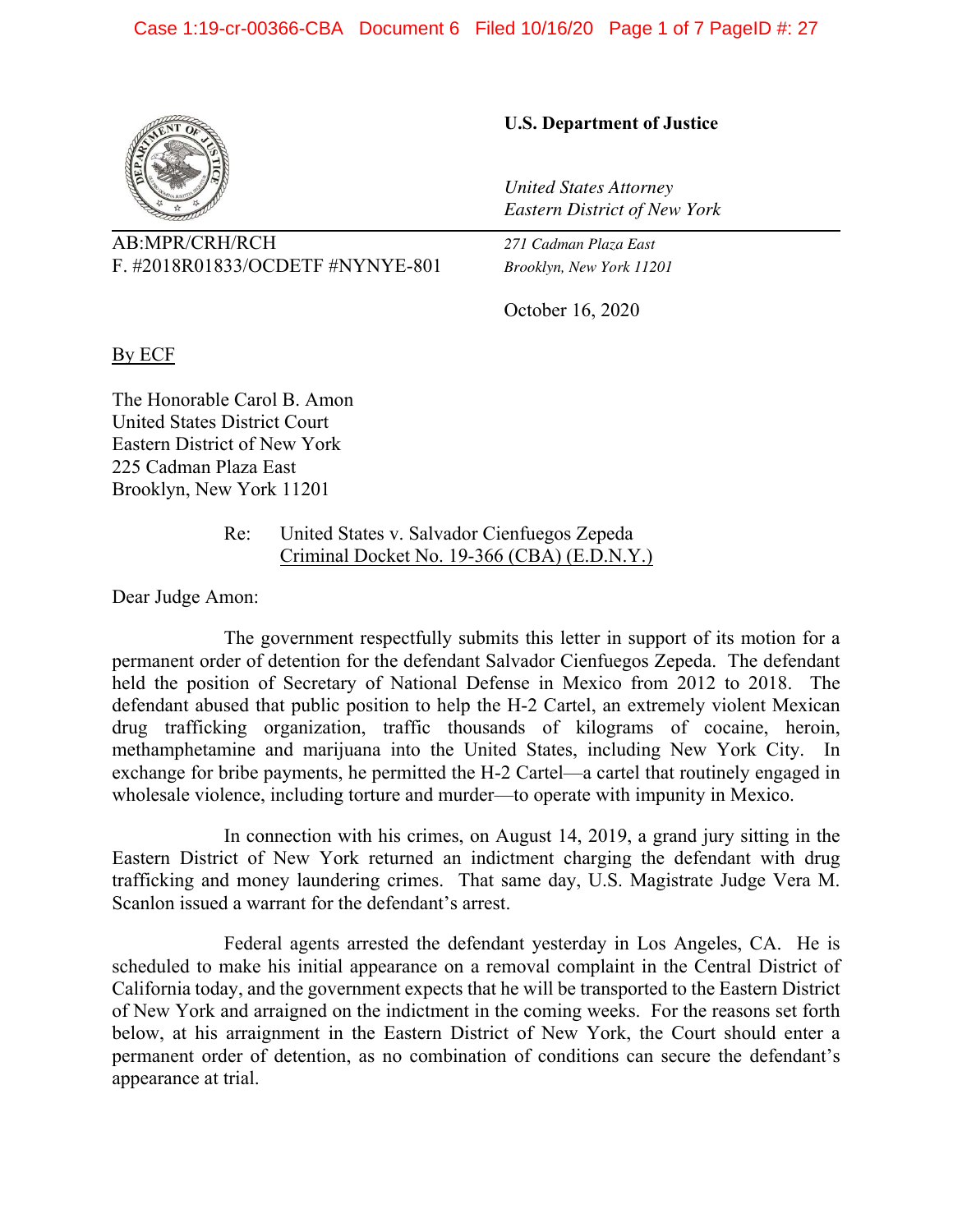**U.S. Department of Justice**

*United States Attorney*
*Eastern District of New York*

AB:MPR/CRH/RCH
F. #2018R01833/OCDETF #NYNYE-801

*271 Cadman Plaza East*
*Brooklyn, New York 11201*

October 16, 2020

By ECF

The Honorable Carol B. Amon
United States District Court
Eastern District of New York
225 Cadman Plaza East
Brooklyn, New York 11201

Re: United States v. Salvador Cienfuegos Zepeda
Criminal Docket No. 19-366 (CBA) (E.D.N.Y.)

Dear Judge Amon:

The government respectfully submits this letter in support of its motion for a permanent order of detention for the defendant Salvador Cienfuegos Zepeda. The defendant held the position of Secretary of National Defense in Mexico from 2012 to 2018. The defendant abused that public position to help the H-2 Cartel, an extremely violent Mexican drug trafficking organization, traffic thousands of kilograms of cocaine, heroin, methamphetamine and marijuana into the United States, including New York City. In exchange for bribe payments, he permitted the H-2 Cartel—a cartel that routinely engaged in wholesale violence, including torture and murder—to operate with impunity in Mexico.

In connection with his crimes, on August 14, 2019, a grand jury sitting in the Eastern District of New York returned an indictment charging the defendant with drug trafficking and money laundering crimes. That same day, U.S. Magistrate Judge Vera M. Scanlon issued a warrant for the defendant's arrest.

Federal agents arrested the defendant yesterday in Los Angeles, CA. He is scheduled to make his initial appearance on a removal complaint in the Central District of California today, and the government expects that he will be transported to the Eastern District of New York and arraigned on the indictment in the coming weeks. For the reasons set forth below, at his arraignment in the Eastern District of New York, the Court should enter a permanent order of detention, as no combination of conditions can secure the defendant's appearance at trial.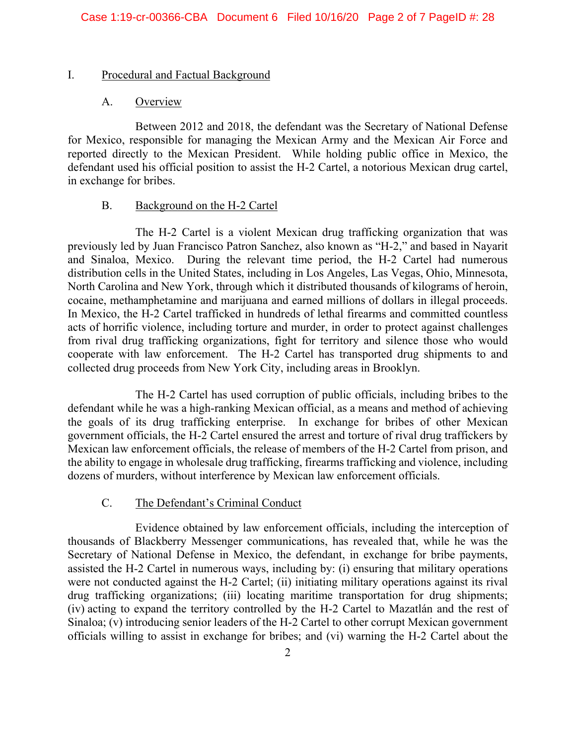## I. Procedural and Factual Background

### A. Overview

Between 2012 and 2018, the defendant was the Secretary of National Defense for Mexico, responsible for managing the Mexican Army and the Mexican Air Force and reported directly to the Mexican President. While holding public office in Mexico, the defendant used his official position to assist the H-2 Cartel, a notorious Mexican drug cartel, in exchange for bribes.

### B. Background on the H-2 Cartel

The H-2 Cartel is a violent Mexican drug trafficking organization that was previously led by Juan Francisco Patron Sanchez, also known as "H-2," and based in Nayarit and Sinaloa, Mexico. During the relevant time period, the H-2 Cartel had numerous distribution cells in the United States, including in Los Angeles, Las Vegas, Ohio, Minnesota, North Carolina and New York, through which it distributed thousands of kilograms of heroin, cocaine, methamphetamine and marijuana and earned millions of dollars in illegal proceeds. In Mexico, the H-2 Cartel trafficked in hundreds of lethal firearms and committed countless acts of horrific violence, including torture and murder, in order to protect against challenges from rival drug trafficking organizations, fight for territory and silence those who would cooperate with law enforcement. The H-2 Cartel has transported drug shipments to and collected drug proceeds from New York City, including areas in Brooklyn.

The H-2 Cartel has used corruption of public officials, including bribes to the defendant while he was a high-ranking Mexican official, as a means and method of achieving the goals of its drug trafficking enterprise. In exchange for bribes of other Mexican government officials, the H-2 Cartel ensured the arrest and torture of rival drug traffickers by Mexican law enforcement officials, the release of members of the H-2 Cartel from prison, and the ability to engage in wholesale drug trafficking, firearms trafficking and violence, including dozens of murders, without interference by Mexican law enforcement officials.

### C. The Defendant's Criminal Conduct

Evidence obtained by law enforcement officials, including the interception of thousands of Blackberry Messenger communications, has revealed that, while he was the Secretary of National Defense in Mexico, the defendant, in exchange for bribe payments, assisted the H-2 Cartel in numerous ways, including by: (i) ensuring that military operations were not conducted against the H-2 Cartel; (ii) initiating military operations against its rival drug trafficking organizations; (iii) locating maritime transportation for drug shipments; (iv) acting to expand the territory controlled by the H-2 Cartel to Mazatlán and the rest of Sinaloa; (v) introducing senior leaders of the H-2 Cartel to other corrupt Mexican government officials willing to assist in exchange for bribes; and (vi) warning the H-2 Cartel about the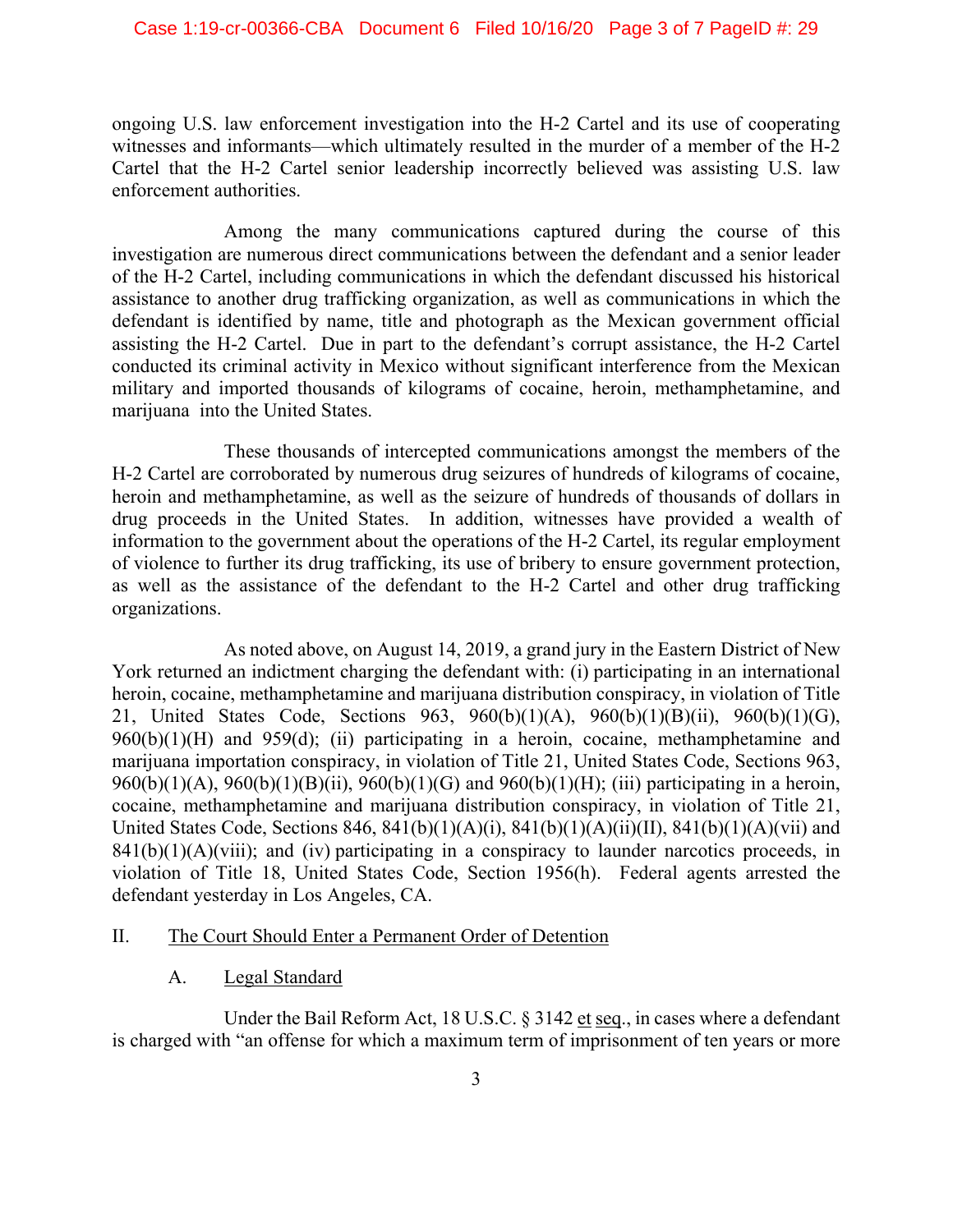ongoing U.S. law enforcement investigation into the H-2 Cartel and its use of cooperating witnesses and informants—which ultimately resulted in the murder of a member of the H-2 Cartel that the H-2 Cartel senior leadership incorrectly believed was assisting U.S. law enforcement authorities.

Among the many communications captured during the course of this investigation are numerous direct communications between the defendant and a senior leader of the H-2 Cartel, including communications in which the defendant discussed his historical assistance to another drug trafficking organization, as well as communications in which the defendant is identified by name, title and photograph as the Mexican government official assisting the H-2 Cartel. Due in part to the defendant's corrupt assistance, the H-2 Cartel conducted its criminal activity in Mexico without significant interference from the Mexican military and imported thousands of kilograms of cocaine, heroin, methamphetamine, and marijuana into the United States.

These thousands of intercepted communications amongst the members of the H-2 Cartel are corroborated by numerous drug seizures of hundreds of kilograms of cocaine, heroin and methamphetamine, as well as the seizure of hundreds of thousands of dollars in drug proceeds in the United States. In addition, witnesses have provided a wealth of information to the government about the operations of the H-2 Cartel, its regular employment of violence to further its drug trafficking, its use of bribery to ensure government protection, as well as the assistance of the defendant to the H-2 Cartel and other drug trafficking organizations.

As noted above, on August 14, 2019, a grand jury in the Eastern District of New York returned an indictment charging the defendant with: (i) participating in an international heroin, cocaine, methamphetamine and marijuana distribution conspiracy, in violation of Title 21, United States Code, Sections 963, 960(b)(1)(A), 960(b)(1)(B)(ii), 960(b)(1)(G), 960(b)(1)(H) and 959(d); (ii) participating in a heroin, cocaine, methamphetamine and marijuana importation conspiracy, in violation of Title 21, United States Code, Sections 963, 960(b)(1)(A), 960(b)(1)(B)(ii), 960(b)(1)(G) and 960(b)(1)(H); (iii) participating in a heroin, cocaine, methamphetamine and marijuana distribution conspiracy, in violation of Title 21, United States Code, Sections 846, 841(b)(1)(A)(i), 841(b)(1)(A)(ii)(II), 841(b)(1)(A)(vii) and 841(b)(1)(A)(viii); and (iv) participating in a conspiracy to launder narcotics proceeds, in violation of Title 18, United States Code, Section 1956(h). Federal agents arrested the defendant yesterday in Los Angeles, CA.

## II. The Court Should Enter a Permanent Order of Detention

### A. Legal Standard

Under the Bail Reform Act, 18 U.S.C. § 3142 et seq., in cases where a defendant is charged with "an offense for which a maximum term of imprisonment of ten years or more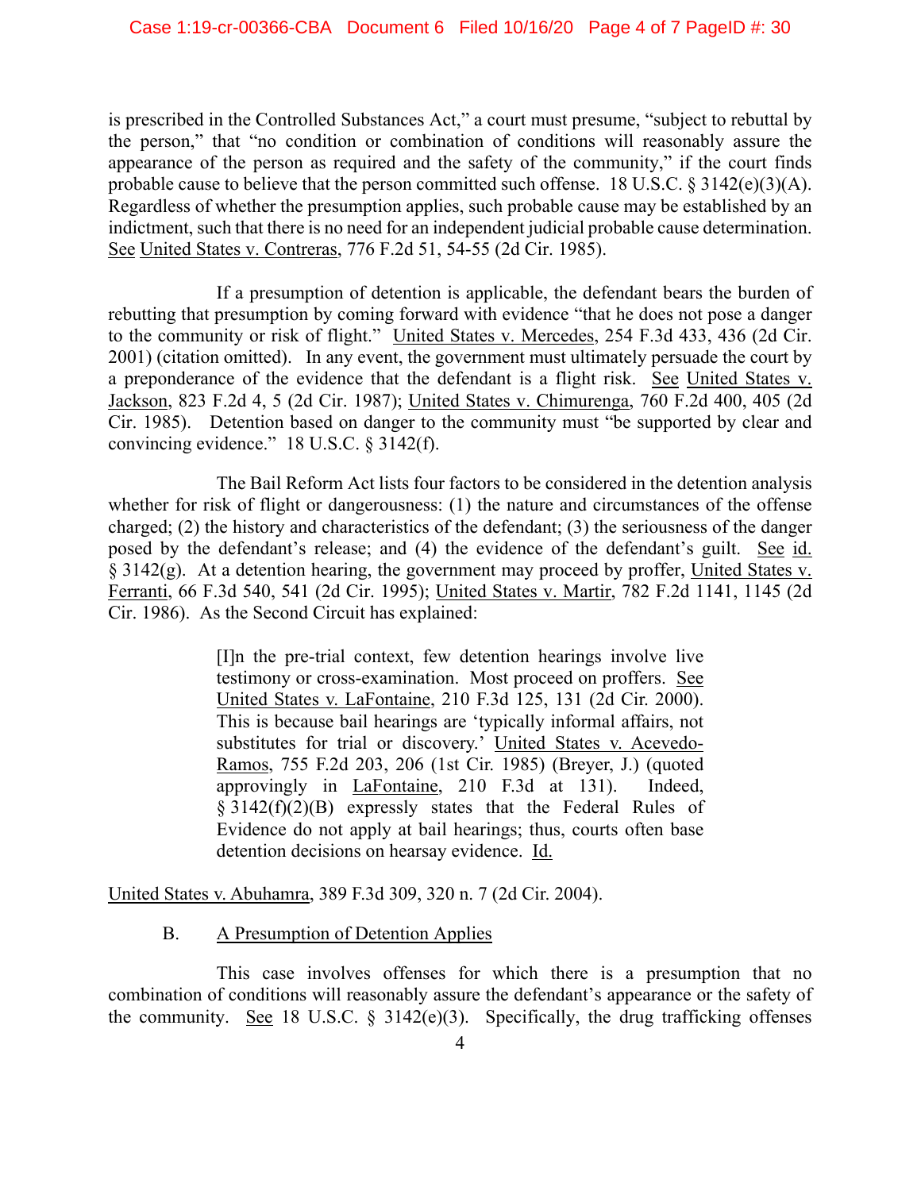is prescribed in the Controlled Substances Act," a court must presume, "subject to rebuttal by the person," that "no condition or combination of conditions will reasonably assure the appearance of the person as required and the safety of the community," if the court finds probable cause to believe that the person committed such offense. 18 U.S.C. § 3142(e)(3)(A). Regardless of whether the presumption applies, such probable cause may be established by an indictment, such that there is no need for an independent judicial probable cause determination. See United States v. Contreras, 776 F.2d 51, 54-55 (2d Cir. 1985).

If a presumption of detention is applicable, the defendant bears the burden of rebutting that presumption by coming forward with evidence "that he does not pose a danger to the community or risk of flight." United States v. Mercedes, 254 F.3d 433, 436 (2d Cir. 2001) (citation omitted). In any event, the government must ultimately persuade the court by a preponderance of the evidence that the defendant is a flight risk. See United States v. Jackson, 823 F.2d 4, 5 (2d Cir. 1987); United States v. Chimurenga, 760 F.2d 400, 405 (2d Cir. 1985). Detention based on danger to the community must "be supported by clear and convincing evidence." 18 U.S.C. § 3142(f).

The Bail Reform Act lists four factors to be considered in the detention analysis whether for risk of flight or dangerousness: (1) the nature and circumstances of the offense charged; (2) the history and characteristics of the defendant; (3) the seriousness of the danger posed by the defendant's release; and (4) the evidence of the defendant's guilt. See id. § 3142(g). At a detention hearing, the government may proceed by proffer, United States v. Ferranti, 66 F.3d 540, 541 (2d Cir. 1995); United States v. Martir, 782 F.2d 1141, 1145 (2d Cir. 1986). As the Second Circuit has explained:

> [I]n the pre-trial context, few detention hearings involve live testimony or cross-examination. Most proceed on proffers. See United States v. LaFontaine, 210 F.3d 125, 131 (2d Cir. 2000). This is because bail hearings are 'typically informal affairs, not substitutes for trial or discovery.' United States v. Acevedo-Ramos, 755 F.2d 203, 206 (1st Cir. 1985) (Breyer, J.) (quoted approvingly in LaFontaine, 210 F.3d at 131). Indeed, § 3142(f)(2)(B) expressly states that the Federal Rules of Evidence do not apply at bail hearings; thus, courts often base detention decisions on hearsay evidence. Id.

United States v. Abuhamra, 389 F.3d 309, 320 n. 7 (2d Cir. 2004).

### B. A Presumption of Detention Applies

This case involves offenses for which there is a presumption that no combination of conditions will reasonably assure the defendant's appearance or the safety of the community. See 18 U.S.C. § 3142(e)(3). Specifically, the drug trafficking offenses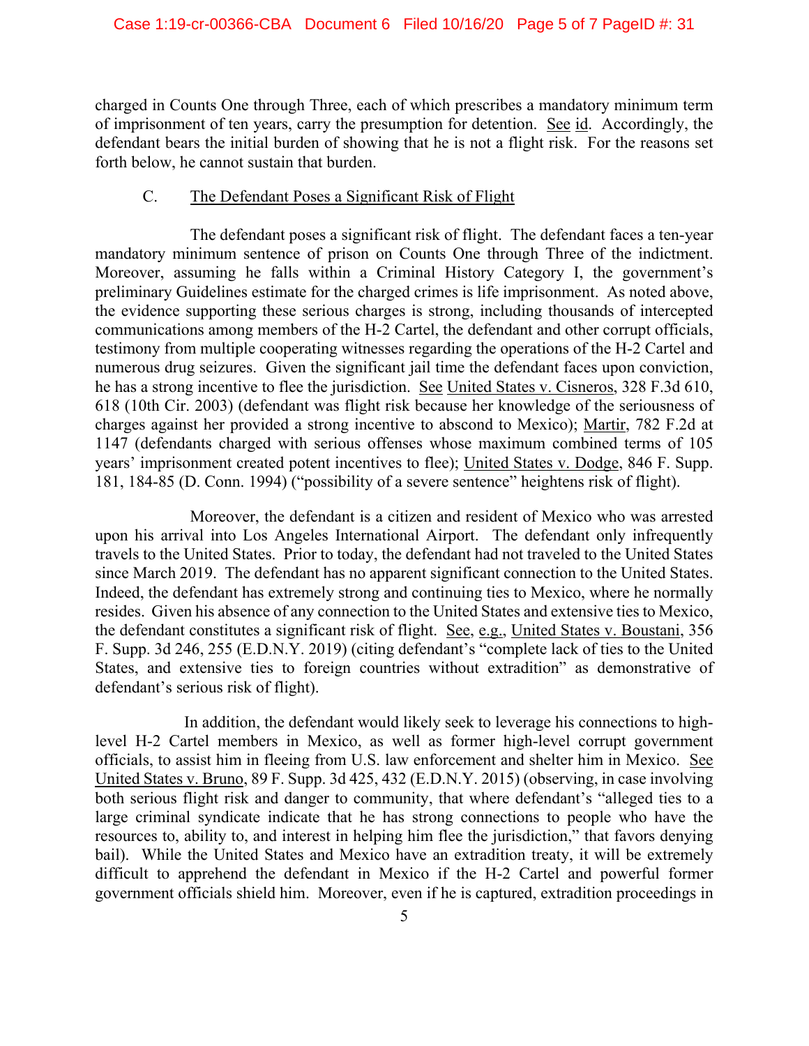charged in Counts One through Three, each of which prescribes a mandatory minimum term of imprisonment of ten years, carry the presumption for detention. See id. Accordingly, the defendant bears the initial burden of showing that he is not a flight risk. For the reasons set forth below, he cannot sustain that burden.

### C. The Defendant Poses a Significant Risk of Flight

The defendant poses a significant risk of flight. The defendant faces a ten-year mandatory minimum sentence of prison on Counts One through Three of the indictment. Moreover, assuming he falls within a Criminal History Category I, the government's preliminary Guidelines estimate for the charged crimes is life imprisonment. As noted above, the evidence supporting these serious charges is strong, including thousands of intercepted communications among members of the H-2 Cartel, the defendant and other corrupt officials, testimony from multiple cooperating witnesses regarding the operations of the H-2 Cartel and numerous drug seizures. Given the significant jail time the defendant faces upon conviction, he has a strong incentive to flee the jurisdiction. See United States v. Cisneros, 328 F.3d 610, 618 (10th Cir. 2003) (defendant was flight risk because her knowledge of the seriousness of charges against her provided a strong incentive to abscond to Mexico); Martir, 782 F.2d at 1147 (defendants charged with serious offenses whose maximum combined terms of 105 years' imprisonment created potent incentives to flee); United States v. Dodge, 846 F. Supp. 181, 184-85 (D. Conn. 1994) ("possibility of a severe sentence" heightens risk of flight).

Moreover, the defendant is a citizen and resident of Mexico who was arrested upon his arrival into Los Angeles International Airport. The defendant only infrequently travels to the United States. Prior to today, the defendant had not traveled to the United States since March 2019. The defendant has no apparent significant connection to the United States. Indeed, the defendant has extremely strong and continuing ties to Mexico, where he normally resides. Given his absence of any connection to the United States and extensive ties to Mexico, the defendant constitutes a significant risk of flight. See, e.g., United States v. Boustani, 356 F. Supp. 3d 246, 255 (E.D.N.Y. 2019) (citing defendant's "complete lack of ties to the United States, and extensive ties to foreign countries without extradition" as demonstrative of defendant's serious risk of flight).

In addition, the defendant would likely seek to leverage his connections to high-level H-2 Cartel members in Mexico, as well as former high-level corrupt government officials, to assist him in fleeing from U.S. law enforcement and shelter him in Mexico. See United States v. Bruno, 89 F. Supp. 3d 425, 432 (E.D.N.Y. 2015) (observing, in case involving both serious flight risk and danger to community, that where defendant's "alleged ties to a large criminal syndicate indicate that he has strong connections to people who have the resources to, ability to, and interest in helping him flee the jurisdiction," that favors denying bail). While the United States and Mexico have an extradition treaty, it will be extremely difficult to apprehend the defendant in Mexico if the H-2 Cartel and powerful former government officials shield him. Moreover, even if he is captured, extradition proceedings in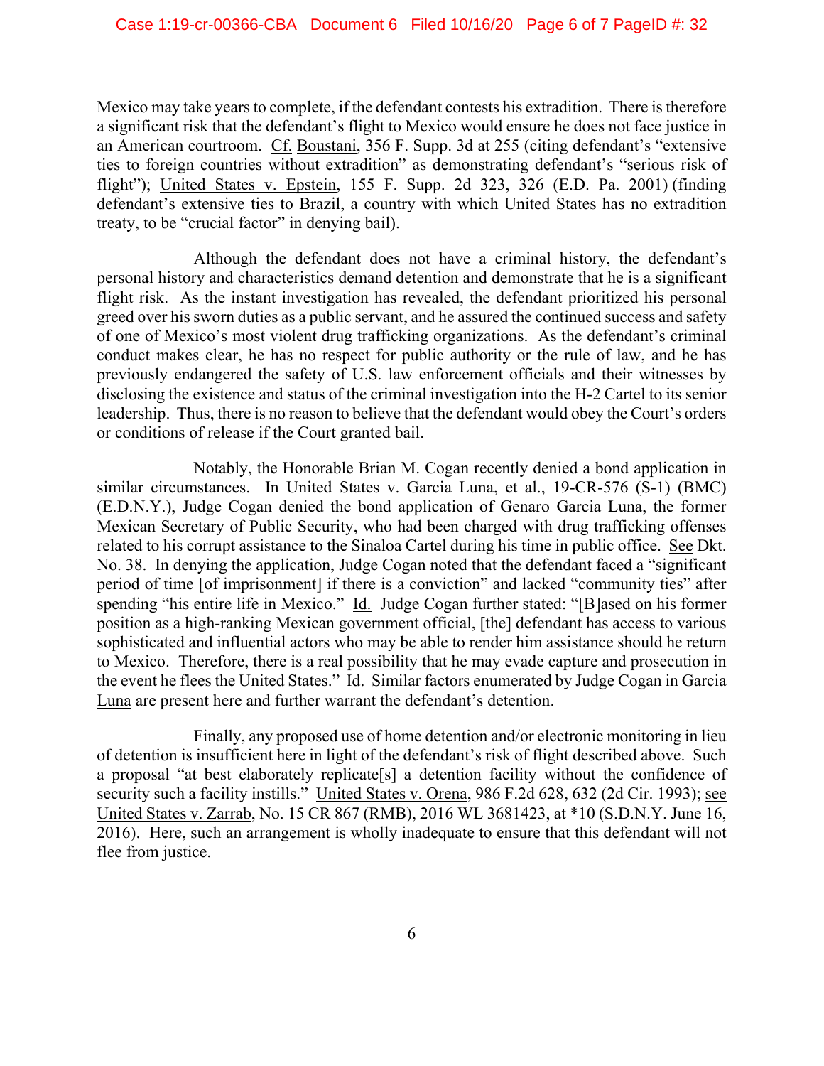Mexico may take years to complete, if the defendant contests his extradition. There is therefore a significant risk that the defendant's flight to Mexico would ensure he does not face justice in an American courtroom. Cf. Boustani, 356 F. Supp. 3d at 255 (citing defendant's "extensive ties to foreign countries without extradition" as demonstrating defendant's "serious risk of flight"); United States v. Epstein, 155 F. Supp. 2d 323, 326 (E.D. Pa. 2001) (finding defendant's extensive ties to Brazil, a country with which United States has no extradition treaty, to be "crucial factor" in denying bail).

Although the defendant does not have a criminal history, the defendant's personal history and characteristics demand detention and demonstrate that he is a significant flight risk. As the instant investigation has revealed, the defendant prioritized his personal greed over his sworn duties as a public servant, and he assured the continued success and safety of one of Mexico's most violent drug trafficking organizations. As the defendant's criminal conduct makes clear, he has no respect for public authority or the rule of law, and he has previously endangered the safety of U.S. law enforcement officials and their witnesses by disclosing the existence and status of the criminal investigation into the H-2 Cartel to its senior leadership. Thus, there is no reason to believe that the defendant would obey the Court's orders or conditions of release if the Court granted bail.

Notably, the Honorable Brian M. Cogan recently denied a bond application in similar circumstances. In United States v. Garcia Luna, et al., 19-CR-576 (S-1) (BMC) (E.D.N.Y.), Judge Cogan denied the bond application of Genaro Garcia Luna, the former Mexican Secretary of Public Security, who had been charged with drug trafficking offenses related to his corrupt assistance to the Sinaloa Cartel during his time in public office. See Dkt. No. 38. In denying the application, Judge Cogan noted that the defendant faced a "significant period of time [of imprisonment] if there is a conviction" and lacked "community ties" after spending "his entire life in Mexico." Id. Judge Cogan further stated: "[B]ased on his former position as a high-ranking Mexican government official, [the] defendant has access to various sophisticated and influential actors who may be able to render him assistance should he return to Mexico. Therefore, there is a real possibility that he may evade capture and prosecution in the event he flees the United States." Id. Similar factors enumerated by Judge Cogan in Garcia Luna are present here and further warrant the defendant's detention.

Finally, any proposed use of home detention and/or electronic monitoring in lieu of detention is insufficient here in light of the defendant's risk of flight described above. Such a proposal "at best elaborately replicate[s] a detention facility without the confidence of security such a facility instills." United States v. Orena, 986 F.2d 628, 632 (2d Cir. 1993); see United States v. Zarrab, No. 15 CR 867 (RMB), 2016 WL 3681423, at *10 (S.D.N.Y. June 16, 2016). Here, such an arrangement is wholly inadequate to ensure that this defendant will not flee from justice.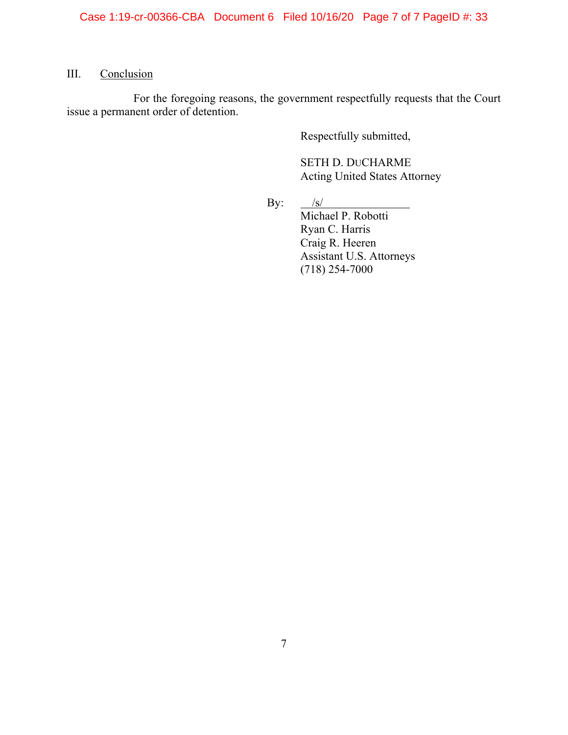## III. Conclusion

For the foregoing reasons, the government respectfully requests that the Court issue a permanent order of detention.

Respectfully submitted,

SETH D. DUCHARME
Acting United States Attorney

By: /s/
Michael P. Robotti
Ryan C. Harris
Craig R. Heeren
Assistant U.S. Attorneys
(718) 254-7000